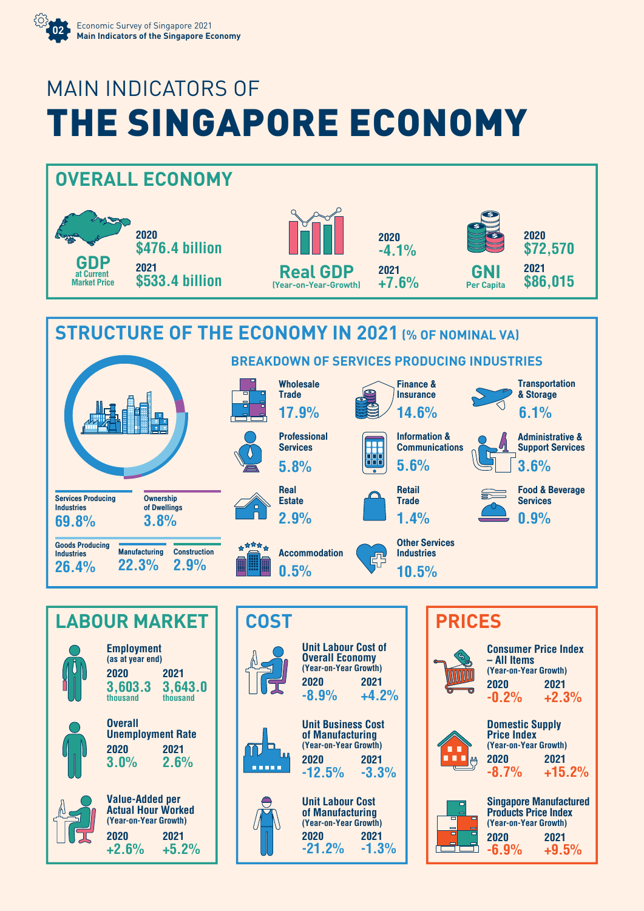# MAIN INDICATORS OF THE SINGAPORE ECONOMY

## OVERALL ECONOMY

**GDP at Current Market Price**
- 2020: $476.4 billion
- 2021: $533.4 billion

**Real GDP (Year-on-Year-Growth)**
- 2020: -4.1%
- 2021: +7.6%

**GNI Per Capita**
- 2020: $72,570
- 2021: $86,015

## STRUCTURE OF THE ECONOMY IN 2021 (% OF NOMINAL VA)

- Services Producing Industries: 69.8%
- Ownership of Dwellings: 3.8%
- Goods Producing Industries: 26.4%
  - Manufacturing: 22.3%
  - Construction: 2.9%

### BREAKDOWN OF SERVICES PRODUCING INDUSTRIES

- Wholesale Trade: 17.9%
- Finance & Insurance: 14.6%
- Transportation & Storage: 6.1%
- Professional Services: 5.8%
- Information & Communications: 5.6%
- Administrative & Support Services: 3.6%
- Real Estate: 2.9%
- Retail Trade: 1.4%
- Food & Beverage Services: 0.9%
- Accommodation: 0.5%
- Other Services Industries: 10.5%

## LABOUR MARKET

**Employment (as at year end)**
- 2020: 3,603.3 thousand
- 2021: 3,643.0 thousand

**Overall Unemployment Rate**
- 2020: 3.0%
- 2021: 2.6%

**Value-Added per Actual Hour Worked (Year-on-Year Growth)**
- 2020: +2.6%
- 2021: +5.2%

## COST

**Unit Labour Cost of Overall Economy (Year-on-Year Growth)**
- 2020: -8.9%
- 2021: +4.2%

**Unit Business Cost of Manufacturing (Year-on-Year Growth)**
- 2020: -12.5%
- 2021: -3.3%

**Unit Labour Cost of Manufacturing (Year-on-Year Growth)**
- 2020: -21.2%
- 2021: -1.3%

## PRICES

**Consumer Price Index – All Items (Year-on-Year Growth)**
- 2020: -0.2%
- 2021: +2.3%

**Domestic Supply Price Index (Year-on-Year Growth)**
- 2020: -8.7%
- 2021: +15.2%

**Singapore Manufactured Products Price Index (Year-on-Year Growth)**
- 2020: -6.9%
- 2021: +9.5%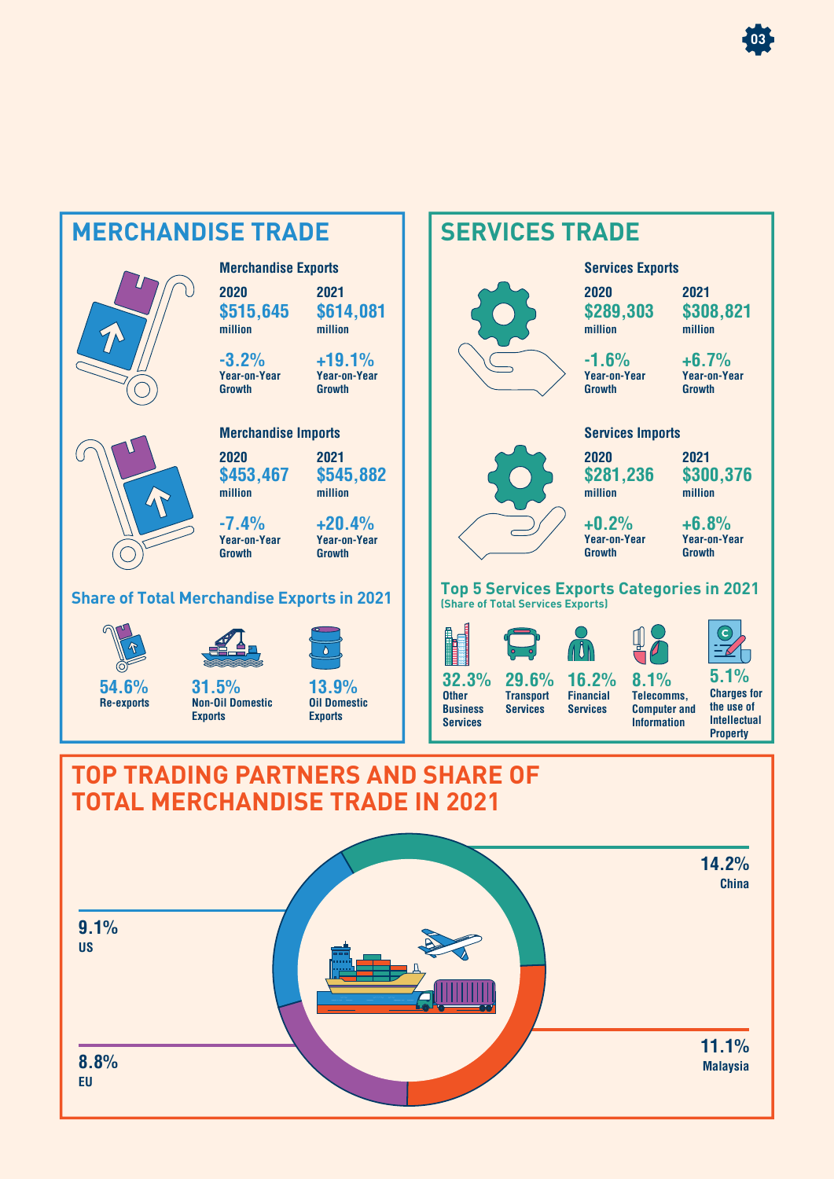## MERCHANDISE TRADE

### Merchandise Exports

**2020**
$515,645 million
-3.2% Year-on-Year Growth

**2021**
$614,081 million
+19.1% Year-on-Year Growth

### Merchandise Imports

**2020**
$453,467 million
-7.4% Year-on-Year Growth

**2021**
$545,882 million
+20.4% Year-on-Year Growth

### Share of Total Merchandise Exports in 2021

54.6% Re-exports

31.5% Non-Oil Domestic Exports

13.9% Oil Domestic Exports

## SERVICES TRADE

### Services Exports

**2020**
$289,303 million
-1.6% Year-on-Year Growth

**2021**
$308,821 million
+6.7% Year-on-Year Growth

### Services Imports

**2020**
$281,236 million
+0.2% Year-on-Year Growth

**2021**
$300,376 million
+6.8% Year-on-Year Growth

### Top 5 Services Exports Categories in 2021

(Share of Total Services Exports)

32.3% Other Business Services

29.6% Transport Services

16.2% Financial Services

8.1% Telecomms, Computer and Information

5.1% Charges for the use of Intellectual Property

## TOP TRADING PARTNERS AND SHARE OF TOTAL MERCHANDISE TRADE IN 2021

14.2% China

11.1% Malaysia

9.1% US

8.8% EU